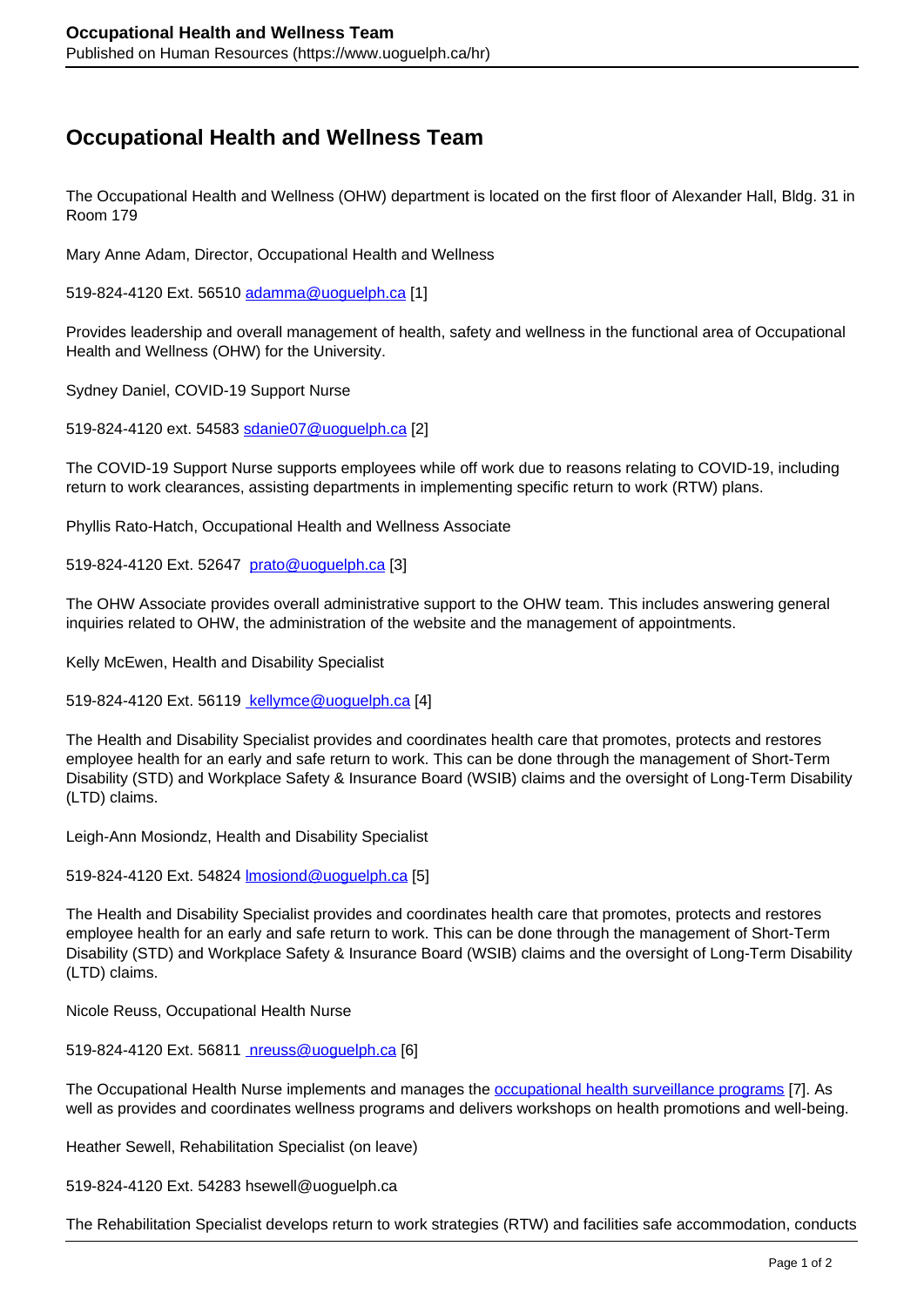# Occupational Health and Wellness Team

The Occupational Health and Wellness (OHW) department is located on the first floor of Alexander Hall, Bldg. 31 in Room 179

Mary Anne Adam, Director, Occupational Health and Wellness

519-824-4120 Ext. 56510 adamma@uoguelph.ca [1]

Provides leadership and overall management of health, safety and wellness in the functional area of Occupational Health and Wellness (OHW) for the University.

Sydney Daniel, COVID-19 Support Nurse

519-824-4120 ext. 54583 sdanie07@uoguelph.ca [2]

The COVID-19 Support Nurse supports employees while off work due to reasons relating to COVID-19, including return to work clearances, assisting departments in implementing specific return to work (RTW) plans.

Phyllis Rato-Hatch, Occupational Health and Wellness Associate

519-824-4120 Ext. 52647 prato@uoguelph.ca [3]

The OHW Associate provides overall administrative support to the OHW team. This includes answering general inquiries related to OHW, the administration of the website and the management of appointments.

Kelly McEwen, Health and Disability Specialist

519-824-4120 Ext. 56119 kellymce@uoguelph.ca [4]

The Health and Disability Specialist provides and coordinates health care that promotes, protects and restores employee health for an early and safe return to work. This can be done through the management of Short-Term Disability (STD) and Workplace Safety & Insurance Board (WSIB) claims and the oversight of Long-Term Disability (LTD) claims.

Leigh-Ann Mosiondz, Health and Disability Specialist

519-824-4120 Ext. 54824 lmosiond@uoguelph.ca [5]

The Health and Disability Specialist provides and coordinates health care that promotes, protects and restores employee health for an early and safe return to work. This can be done through the management of Short-Term Disability (STD) and Workplace Safety & Insurance Board (WSIB) claims and the oversight of Long-Term Disability (LTD) claims.

Nicole Reuss, Occupational Health Nurse

519-824-4120 Ext. 56811 nreuss@uoguelph.ca [6]

The Occupational Health Nurse implements and manages the occupational health surveillance programs [7]. As well as provides and coordinates wellness programs and delivers workshops on health promotions and well-being.

Heather Sewell, Rehabilitation Specialist (on leave)

519-824-4120 Ext. 54283 hsewell@uoguelph.ca

The Rehabilitation Specialist develops return to work strategies (RTW) and facilities safe accommodation, conducts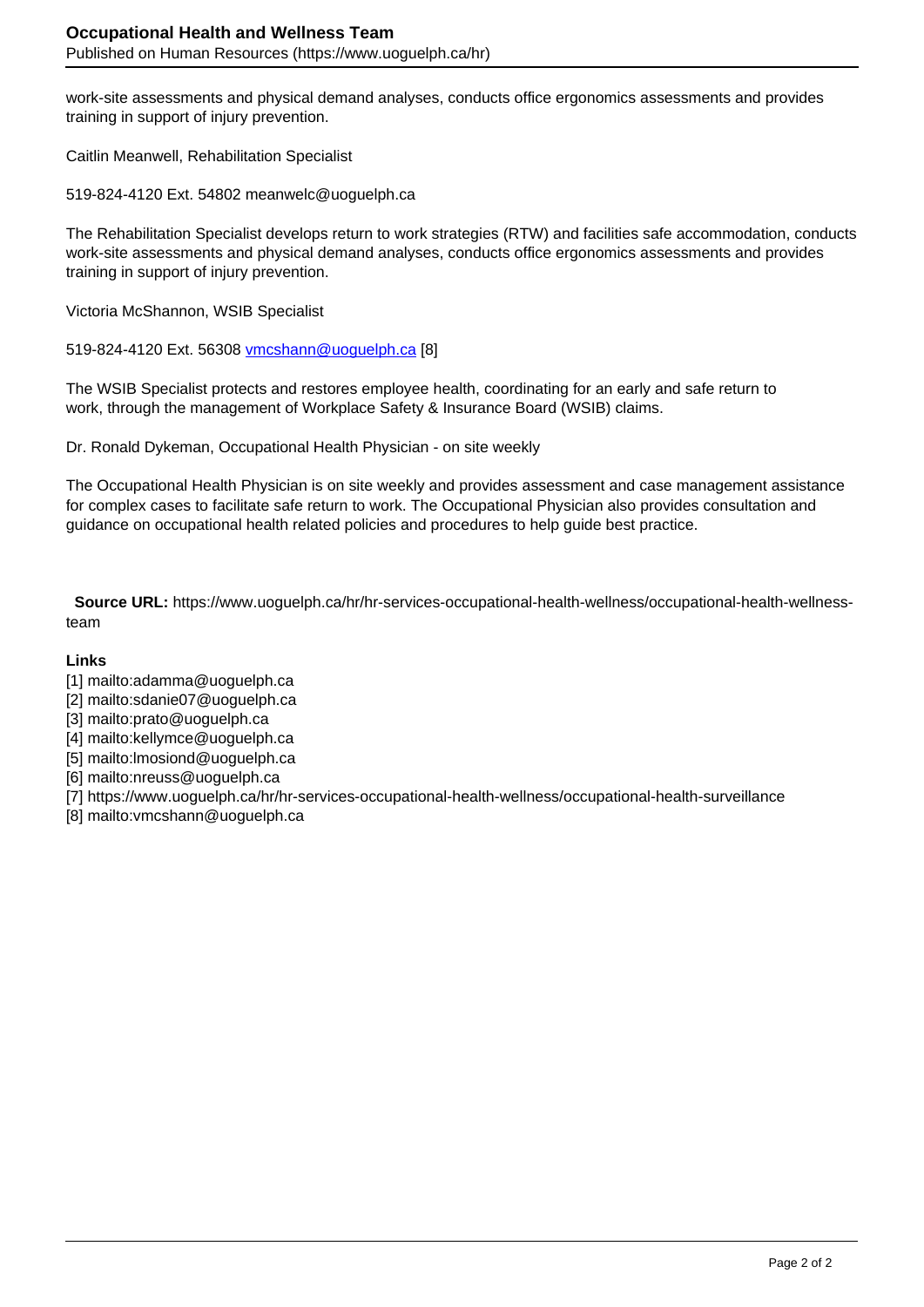work-site assessments and physical demand analyses, conducts office ergonomics assessments and provides training in support of injury prevention.

Caitlin Meanwell, Rehabilitation Specialist

519-824-4120 Ext. 54802 meanwelc@uoguelph.ca

The Rehabilitation Specialist develops return to work strategies (RTW) and facilities safe accommodation, conducts work-site assessments and physical demand analyses, conducts office ergonomics assessments and provides training in support of injury prevention.

Victoria McShannon, WSIB Specialist

519-824-4120 Ext. 56308 vmcshann@uoguelph.ca [8]

The WSIB Specialist protects and restores employee health, coordinating for an early and safe return to work, through the management of Workplace Safety & Insurance Board (WSIB) claims.

Dr. Ronald Dykeman, Occupational Health Physician - on site weekly

The Occupational Health Physician is on site weekly and provides assessment and case management assistance for complex cases to facilitate safe return to work. The Occupational Physician also provides consultation and guidance on occupational health related policies and procedures to help guide best practice.

**Source URL:** https://www.uoguelph.ca/hr/hr-services-occupational-health-wellness/occupational-health-wellness-team

**Links**

[1] mailto:adamma@uoguelph.ca
[2] mailto:sdanie07@uoguelph.ca
[3] mailto:prato@uoguelph.ca
[4] mailto:kellymce@uoguelph.ca
[5] mailto:lmosiond@uoguelph.ca
[6] mailto:nreuss@uoguelph.ca
[7] https://www.uoguelph.ca/hr/hr-services-occupational-health-wellness/occupational-health-surveillance
[8] mailto:vmcshann@uoguelph.ca